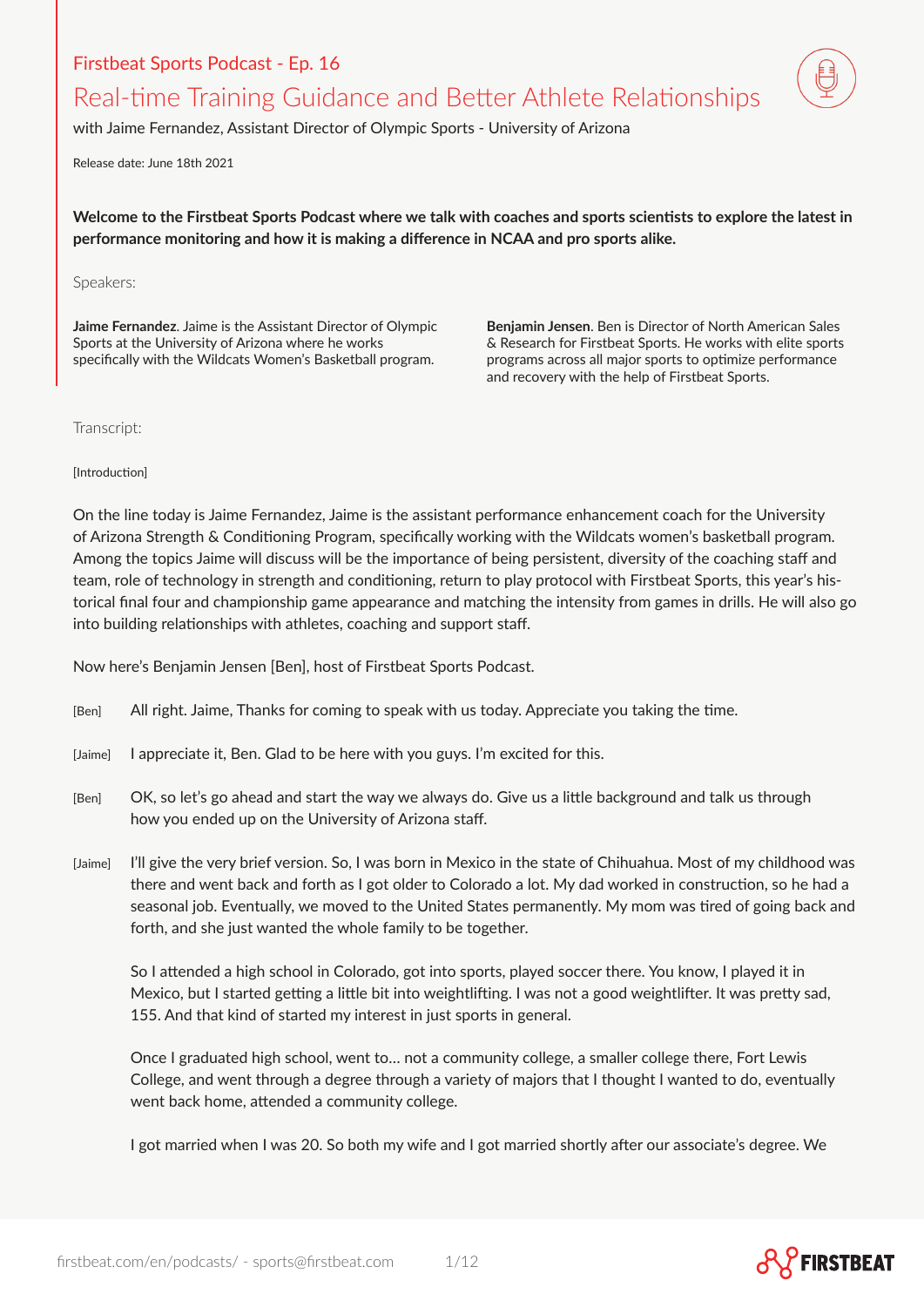Firstbeat Sports Podcast - Ep. 16

# Real-time Training Guidance and Better Athlete Relationships

with Jaime Fernandez, Assistant Director of Olympic Sports - University of Arizona

Release date: June 18th 2021

**Welcome to the Firstbeat Sports Podcast where we talk with coaches and sports scientists to explore the latest in performance monitoring and how it is making a difference in NCAA and pro sports alike.**

Speakers:

**Jaime Fernandez**. Jaime is the Assistant Director of Olympic Sports at the University of Arizona where he works specifically with the Wildcats Women's Basketball program.

**Benjamin Jensen**. Ben is Director of North American Sales & Research for Firstbeat Sports. He works with elite sports programs across all major sports to optimize performance and recovery with the help of Firstbeat Sports.

Transcript:

[Introduction]

On the line today is Jaime Fernandez, Jaime is the assistant performance enhancement coach for the University of Arizona Strength & Conditioning Program, specifically working with the Wildcats women's basketball program. Among the topics Jaime will discuss will be the importance of being persistent, diversity of the coaching staff and team, role of technology in strength and conditioning, return to play protocol with Firstbeat Sports, this year's historical final four and championship game appearance and matching the intensity from games in drills. He will also go into building relationships with athletes, coaching and support staff.

Now here's Benjamin Jensen [Ben], host of Firstbeat Sports Podcast.

[Ben] All right. Jaime, Thanks for coming to speak with us today. Appreciate you taking the time.

[Jaime] I appreciate it, Ben. Glad to be here with you guys. I'm excited for this.

[Ben] OK, so let's go ahead and start the way we always do. Give us a little background and talk us through how you ended up on the University of Arizona staff.

[Jaime] I'll give the very brief version. So, I was born in Mexico in the state of Chihuahua. Most of my childhood was there and went back and forth as I got older to Colorado a lot. My dad worked in construction, so he had a seasonal job. Eventually, we moved to the United States permanently. My mom was tired of going back and forth, and she just wanted the whole family to be together.

So I attended a high school in Colorado, got into sports, played soccer there. You know, I played it in Mexico, but I started getting a little bit into weightlifting. I was not a good weightlifter. It was pretty sad, 155. And that kind of started my interest in just sports in general.

Once I graduated high school, went to... not a community college, a smaller college there, Fort Lewis College, and went through a degree through a variety of majors that I thought I wanted to do, eventually went back home, attended a community college.

I got married when I was 20. So both my wife and I got married shortly after our associate's degree. We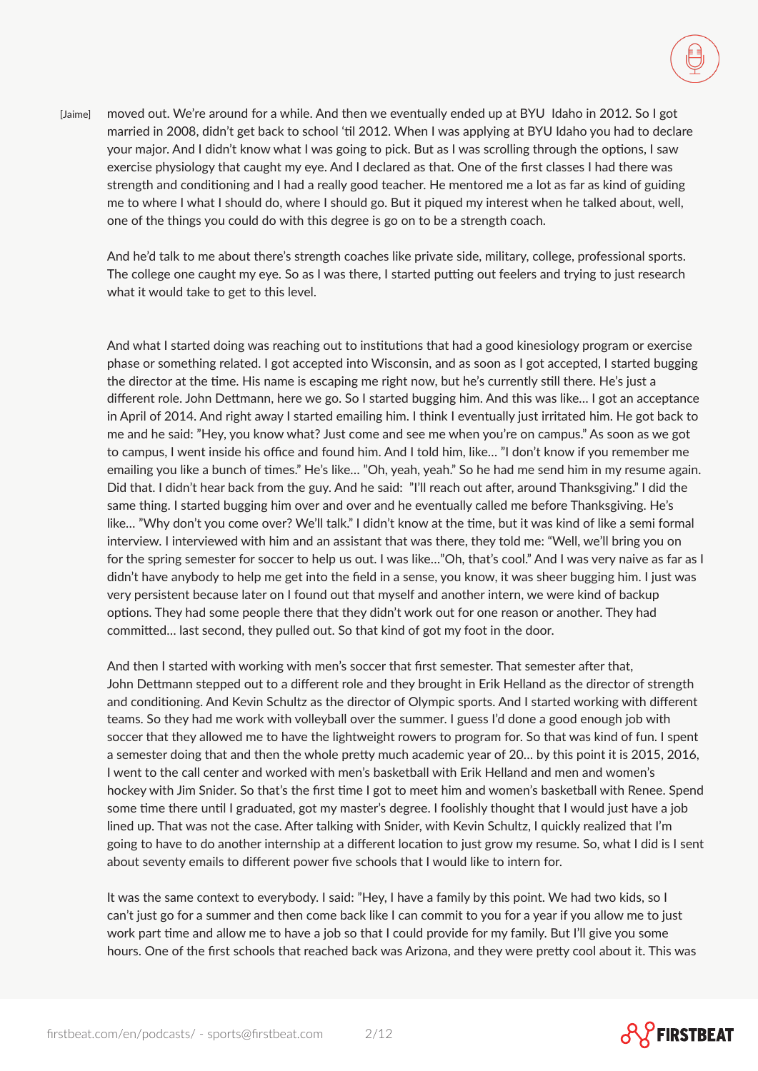[Jaime] moved out. We're around for a while. And then we eventually ended up at BYU Idaho in 2012. So I got married in 2008, didn't get back to school 'til 2012. When I was applying at BYU Idaho you had to declare your major. And I didn't know what I was going to pick. But as I was scrolling through the options, I saw exercise physiology that caught my eye. And I declared as that. One of the first classes I had there was strength and conditioning and I had a really good teacher. He mentored me a lot as far as kind of guiding me to where I what I should do, where I should go. But it piqued my interest when he talked about, well, one of the things you could do with this degree is go on to be a strength coach.

And he'd talk to me about there's strength coaches like private side, military, college, professional sports. The college one caught my eye. So as I was there, I started putting out feelers and trying to just research what it would take to get to this level.

And what I started doing was reaching out to institutions that had a good kinesiology program or exercise phase or something related. I got accepted into Wisconsin, and as soon as I got accepted, I started bugging the director at the time. His name is escaping me right now, but he's currently still there. He's just a different role. John Dettmann, here we go. So I started bugging him. And this was like… I got an acceptance in April of 2014. And right away I started emailing him. I think I eventually just irritated him. He got back to me and he said: "Hey, you know what? Just come and see me when you're on campus." As soon as we got to campus, I went inside his office and found him. And I told him, like… "I don't know if you remember me emailing you like a bunch of times." He's like… "Oh, yeah, yeah." So he had me send him in my resume again. Did that. I didn't hear back from the guy. And he said: "I'll reach out after, around Thanksgiving." I did the same thing. I started bugging him over and over and he eventually called me before Thanksgiving. He's like… "Why don't you come over? We'll talk." I didn't know at the time, but it was kind of like a semi formal interview. I interviewed with him and an assistant that was there, they told me: "Well, we'll bring you on for the spring semester for soccer to help us out. I was like…"Oh, that's cool." And I was very naive as far as I didn't have anybody to help me get into the field in a sense, you know, it was sheer bugging him. I just was very persistent because later on I found out that myself and another intern, we were kind of backup options. They had some people there that they didn't work out for one reason or another. They had committed… last second, they pulled out. So that kind of got my foot in the door.

And then I started with working with men's soccer that first semester. That semester after that, John Dettmann stepped out to a different role and they brought in Erik Helland as the director of strength and conditioning. And Kevin Schultz as the director of Olympic sports. And I started working with different teams. So they had me work with volleyball over the summer. I guess I'd done a good enough job with soccer that they allowed me to have the lightweight rowers to program for. So that was kind of fun. I spent a semester doing that and then the whole pretty much academic year of 20… by this point it is 2015, 2016, I went to the call center and worked with men's basketball with Erik Helland and men and women's hockey with Jim Snider. So that's the first time I got to meet him and women's basketball with Renee. Spend some time there until I graduated, got my master's degree. I foolishly thought that I would just have a job lined up. That was not the case. After talking with Snider, with Kevin Schultz, I quickly realized that I'm going to have to do another internship at a different location to just grow my resume. So, what I did is I sent about seventy emails to different power five schools that I would like to intern for.

It was the same context to everybody. I said: "Hey, I have a family by this point. We had two kids, so I can't just go for a summer and then come back like I can commit to you for a year if you allow me to just work part time and allow me to have a job so that I could provide for my family. But I'll give you some hours. One of the first schools that reached back was Arizona, and they were pretty cool about it. This was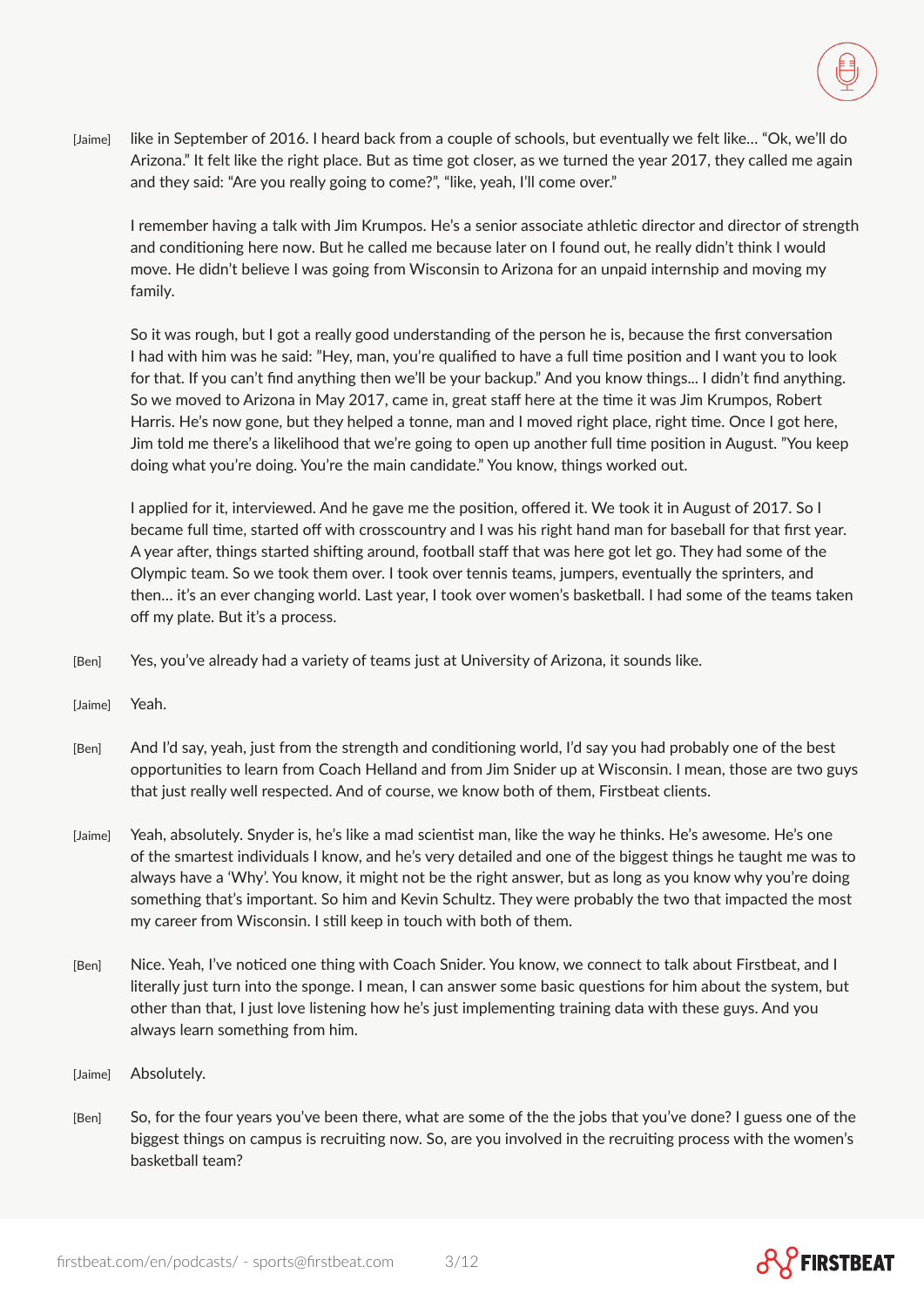[Jaime] like in September of 2016. I heard back from a couple of schools, but eventually we felt like... "Ok, we'll do Arizona." It felt like the right place. But as time got closer, as we turned the year 2017, they called me again and they said: "Are you really going to come?", "like, yeah, I'll come over."

I remember having a talk with Jim Krumpos. He's a senior associate athletic director and director of strength and conditioning here now. But he called me because later on I found out, he really didn't think I would move. He didn't believe I was going from Wisconsin to Arizona for an unpaid internship and moving my family.

So it was rough, but I got a really good understanding of the person he is, because the first conversation I had with him was he said: "Hey, man, you're qualified to have a full time position and I want you to look for that. If you can't find anything then we'll be your backup." And you know things... I didn't find anything. So we moved to Arizona in May 2017, came in, great staff here at the time it was Jim Krumpos, Robert Harris. He's now gone, but they helped a tonne, man and I moved right place, right time. Once I got here, Jim told me there's a likelihood that we're going to open up another full time position in August. "You keep doing what you're doing. You're the main candidate." You know, things worked out.

I applied for it, interviewed. And he gave me the position, offered it. We took it in August of 2017. So I became full time, started off with crosscountry and I was his right hand man for baseball for that first year. A year after, things started shifting around, football staff that was here got let go. They had some of the Olympic team. So we took them over. I took over tennis teams, jumpers, eventually the sprinters, and then... it's an ever changing world. Last year, I took over women's basketball. I had some of the teams taken off my plate. But it's a process.

[Ben] Yes, you've already had a variety of teams just at University of Arizona, it sounds like.

[Jaime] Yeah.

[Ben] And I'd say, yeah, just from the strength and conditioning world, I'd say you had probably one of the best opportunities to learn from Coach Helland and from Jim Snider up at Wisconsin. I mean, those are two guys that just really well respected. And of course, we know both of them, Firstbeat clients.

[Jaime] Yeah, absolutely. Snyder is, he's like a mad scientist man, like the way he thinks. He's awesome. He's one of the smartest individuals I know, and he's very detailed and one of the biggest things he taught me was to always have a 'Why'. You know, it might not be the right answer, but as long as you know why you're doing something that's important. So him and Kevin Schultz. They were probably the two that impacted the most my career from Wisconsin. I still keep in touch with both of them.

[Ben] Nice. Yeah, I've noticed one thing with Coach Snider. You know, we connect to talk about Firstbeat, and I literally just turn into the sponge. I mean, I can answer some basic questions for him about the system, but other than that, I just love listening how he's just implementing training data with these guys. And you always learn something from him.

[Jaime] Absolutely.

[Ben] So, for the four years you've been there, what are some of the the jobs that you've done? I guess one of the biggest things on campus is recruiting now. So, are you involved in the recruiting process with the women's basketball team?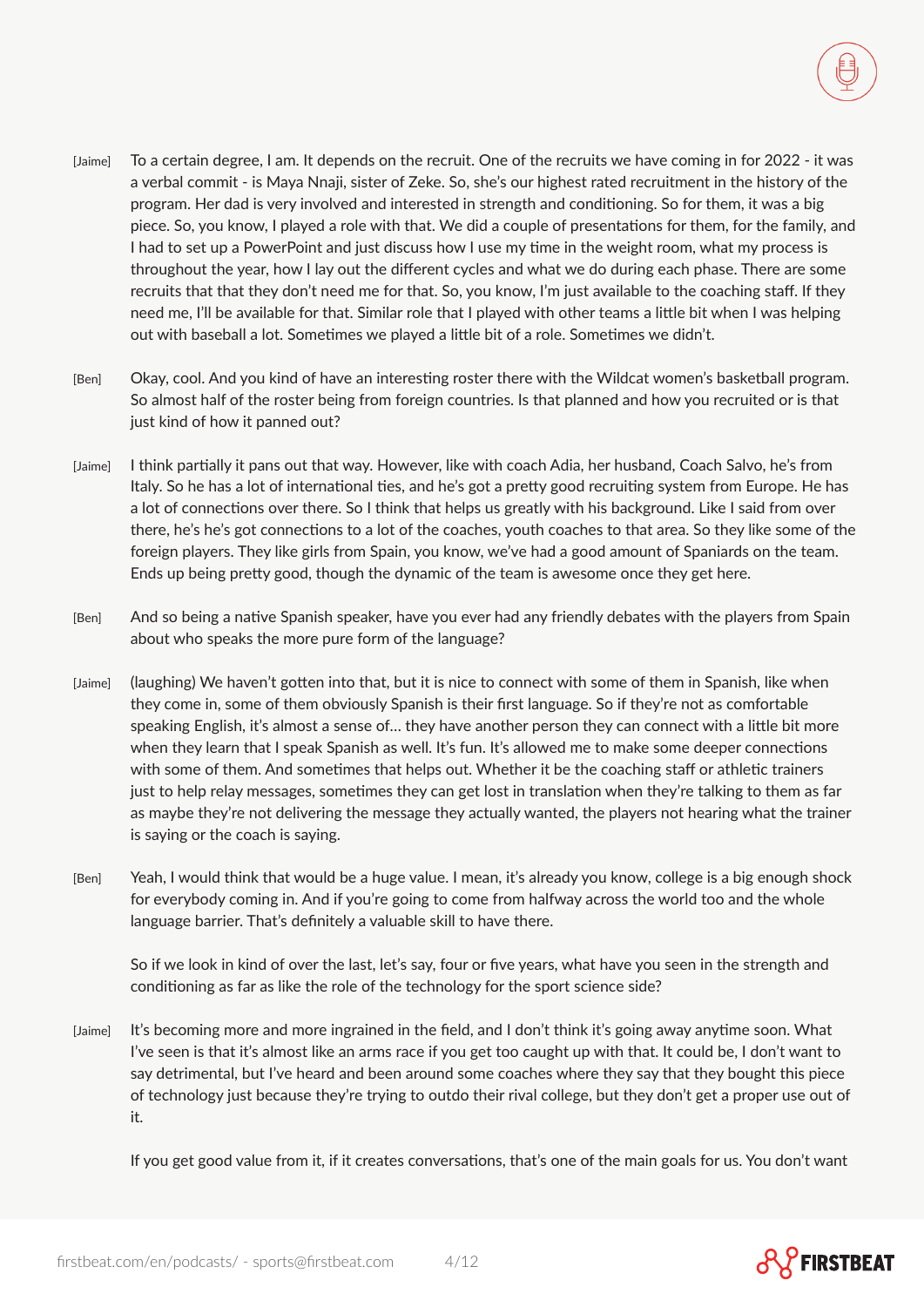[Jaime] To a certain degree, I am. It depends on the recruit. One of the recruits we have coming in for 2022 - it was a verbal commit - is Maya Nnaji, sister of Zeke. So, she's our highest rated recruitment in the history of the program. Her dad is very involved and interested in strength and conditioning. So for them, it was a big piece. So, you know, I played a role with that. We did a couple of presentations for them, for the family, and I had to set up a PowerPoint and just discuss how I use my time in the weight room, what my process is throughout the year, how I lay out the different cycles and what we do during each phase. There are some recruits that that they don't need me for that. So, you know, I'm just available to the coaching staff. If they need me, I'll be available for that. Similar role that I played with other teams a little bit when I was helping out with baseball a lot. Sometimes we played a little bit of a role. Sometimes we didn't.

[Ben] Okay, cool. And you kind of have an interesting roster there with the Wildcat women's basketball program. So almost half of the roster being from foreign countries. Is that planned and how you recruited or is that just kind of how it panned out?

[Jaime] I think partially it pans out that way. However, like with coach Adia, her husband, Coach Salvo, he's from Italy. So he has a lot of international ties, and he's got a pretty good recruiting system from Europe. He has a lot of connections over there. So I think that helps us greatly with his background. Like I said from over there, he's he's got connections to a lot of the coaches, youth coaches to that area. So they like some of the foreign players. They like girls from Spain, you know, we've had a good amount of Spaniards on the team. Ends up being pretty good, though the dynamic of the team is awesome once they get here.

[Ben] And so being a native Spanish speaker, have you ever had any friendly debates with the players from Spain about who speaks the more pure form of the language?

[Jaime] (laughing) We haven't gotten into that, but it is nice to connect with some of them in Spanish, like when they come in, some of them obviously Spanish is their first language. So if they're not as comfortable speaking English, it's almost a sense of... they have another person they can connect with a little bit more when they learn that I speak Spanish as well. It's fun. It's allowed me to make some deeper connections with some of them. And sometimes that helps out. Whether it be the coaching staff or athletic trainers just to help relay messages, sometimes they can get lost in translation when they're talking to them as far as maybe they're not delivering the message they actually wanted, the players not hearing what the trainer is saying or the coach is saying.

[Ben] Yeah, I would think that would be a huge value. I mean, it's already you know, college is a big enough shock for everybody coming in. And if you're going to come from halfway across the world too and the whole language barrier. That's definitely a valuable skill to have there.

So if we look in kind of over the last, let's say, four or five years, what have you seen in the strength and conditioning as far as like the role of the technology for the sport science side?

[Jaime] It's becoming more and more ingrained in the field, and I don't think it's going away anytime soon. What I've seen is that it's almost like an arms race if you get too caught up with that. It could be, I don't want to say detrimental, but I've heard and been around some coaches where they say that they bought this piece of technology just because they're trying to outdo their rival college, but they don't get a proper use out of it.

If you get good value from it, if it creates conversations, that's one of the main goals for us. You don't want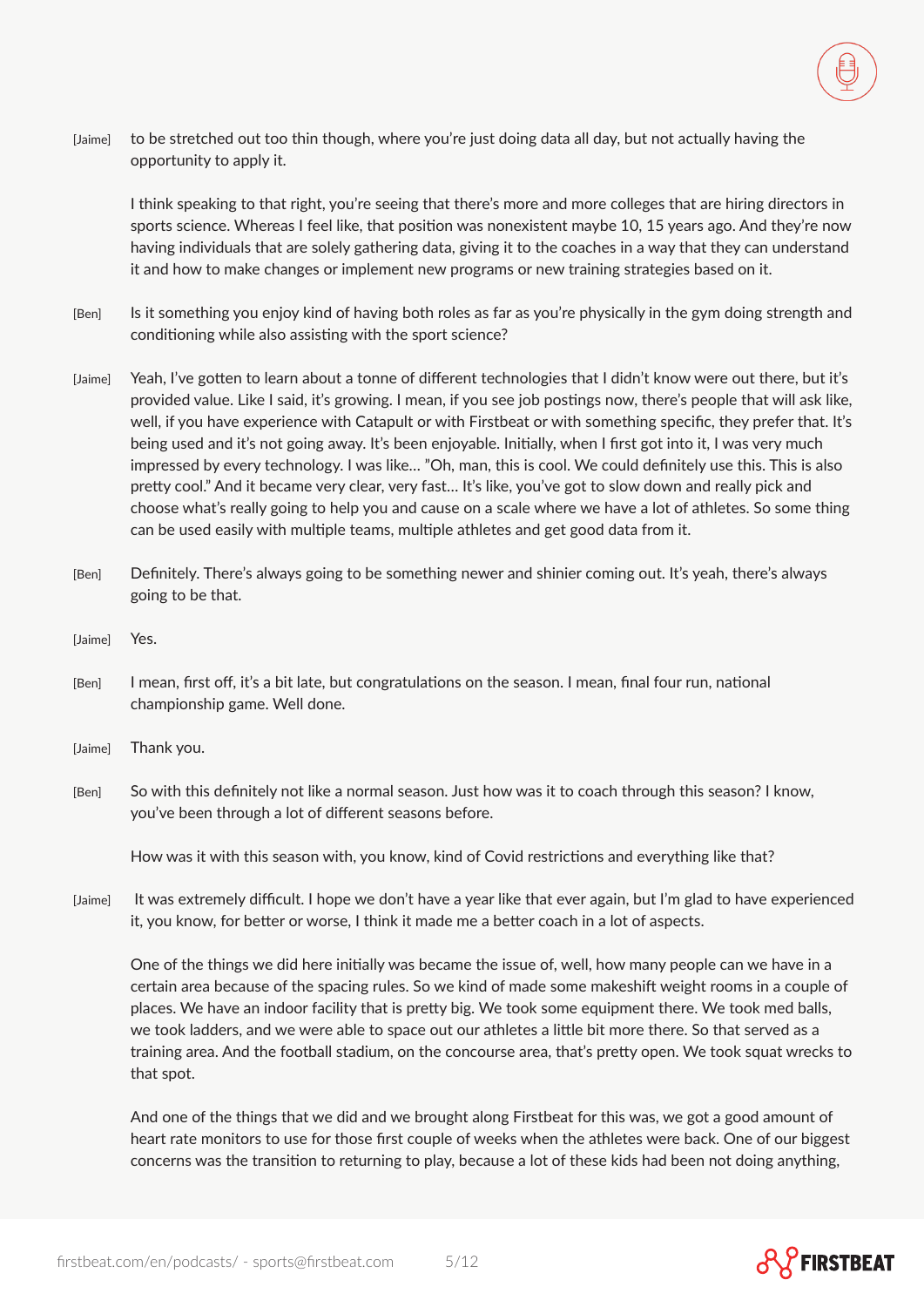[Jaime] to be stretched out too thin though, where you're just doing data all day, but not actually having the opportunity to apply it.

I think speaking to that right, you're seeing that there's more and more colleges that are hiring directors in sports science. Whereas I feel like, that position was nonexistent maybe 10, 15 years ago. And they're now having individuals that are solely gathering data, giving it to the coaches in a way that they can understand it and how to make changes or implement new programs or new training strategies based on it.

[Ben] Is it something you enjoy kind of having both roles as far as you're physically in the gym doing strength and conditioning while also assisting with the sport science?

[Jaime] Yeah, I've gotten to learn about a tonne of different technologies that I didn't know were out there, but it's provided value. Like I said, it's growing. I mean, if you see job postings now, there's people that will ask like, well, if you have experience with Catapult or with Firstbeat or with something sport specific, they prefer that. It's being used and it's not going away. It's been enjoyable. Initially, when I first got into it, I was very much impressed by every technology. I was like... "Oh, man, this is cool. We could definitely use this. This is also pretty cool." And it became very clear, very fast... It's like, you've got to slow down and really pick and choose what's really going to help you and cause on a scale where we have a lot of athletes. So some thing can be used easily with multiple teams, multiple athletes and get good data from it.

[Ben] Definitely. There's always going to be something newer and shinier coming out. It's yeah, there's always going to be that.

[Jaime] Yes.

[Ben] I mean, first off, it's a bit late, but congratulations on the season. I mean, final four run, national championship game. Well done.

[Jaime] Thank you.

[Ben] So with this definitely not like a normal season. Just how was it to coach through this season? I know, you've been through a lot of different seasons before.

How was it with this season with, you know, kind of Covid restrictions and everything like that?

[Jaime] It was extremely difficult. I hope we don't have a year like that ever again, but I'm glad to have experienced it, you know, for better or worse, I think it made me a better coach in a lot of aspects.

One of the things we did here initially was became the issue of, well, how many people can we have in a certain area because of the spacing rules. So we kind of made some makeshift weight rooms in a couple of places. We have an indoor facility that is pretty big. We took some equipment there. We took med balls, we took ladders, and we were able to space out our athletes a little bit more there. So that served as a training area. And the football stadium, on the concourse area, that's pretty open. We took squat wrecks to that spot.

And one of the things that we did and we brought along Firstbeat for this was, we got a good amount of heart rate monitors to use for those first couple of weeks when the athletes were back. One of our biggest concerns was the transition to returning to play, because a lot of these kids had been not doing anything,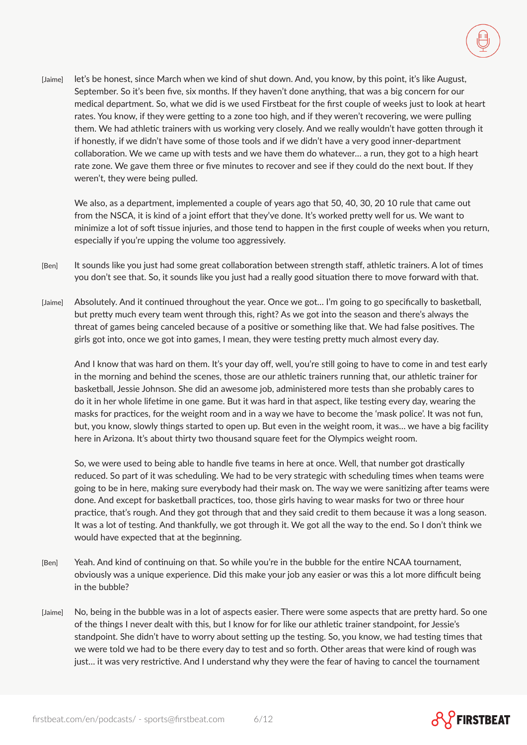[Jaime] let's be honest, since March when we kind of shut down. And, you know, by this point, it's like August, September. So it's been five, six months. If they haven't done anything, that was a big concern for our medical department. So, what we did is we used Firstbeat for the first couple of weeks just to look at heart rates. You know, if they were getting to a zone too high, and if they weren't recovering, we were pulling them. We had athletic trainers with us working very closely. And we really wouldn't have gotten through it if honestly, if we didn't have some of those tools and if we didn't have a very good inner-department collaboration. We we came up with tests and we have them do whatever… a run, they got to a high heart rate zone. We gave them three or five minutes to recover and see if they could do the next bout. If they weren't, they were being pulled.

We also, as a department, implemented a couple of years ago that 50, 40, 30, 20 10 rule that came out from the NSCA, it is kind of a joint effort that they've done. It's worked pretty well for us. We want to minimize a lot of soft tissue injuries, and those tend to happen in the first couple of weeks when you return, especially if you're upping the volume too aggressively.

[Ben] It sounds like you just had some great collaboration between strength staff, athletic trainers. A lot of times you don't see that. So, it sounds like you just had a really good situation there to move forward with that.

[Jaime] Absolutely. And it continued throughout the year. Once we got… I'm going to go specifically to basketball, but pretty much every team went through this, right? As we got into the season and there's always the threat of games being canceled because of a positive or something like that. We had false positives. The girls got into, once we got into games, I mean, they were testing pretty much almost every day.

And I know that was hard on them. It's your day off, well, you're still going to have to come in and test early in the morning and behind the scenes, those are our athletic trainers running that, our athletic trainer for basketball, Jessie Johnson. She did an awesome job, administered more tests than she probably cares to do it in her whole lifetime in one game. But it was hard in that aspect, like testing every day, wearing the masks for practices, for the weight room and in a way we have to become the 'mask police'. It was not fun, but, you know, slowly things started to open up. But even in the weight room, it was… we have a big facility here in Arizona. It's about thirty two thousand square feet for the Olympics weight room.

So, we were used to being able to handle five teams in here at once. Well, that number got drastically reduced. So part of it was scheduling. We had to be very strategic with scheduling times when teams were going to be in here, making sure everybody had their mask on. The way we were sanitizing after teams were done. And except for basketball practices, too, those girls having to wear masks for two or three hour practice, that's rough. And they got through that and they said credit to them because it was a long season. It was a lot of testing. And thankfully, we got through it. We got all the way to the end. So I don't think we would have expected that at the beginning.

[Ben] Yeah. And kind of continuing on that. So while you're in the bubble for the entire NCAA tournament, obviously was a unique experience. Did this make your job any easier or was this a lot more difficult being in the bubble?

[Jaime] No, being in the bubble was in a lot of aspects easier. There were some aspects that are pretty hard. So one of the things I never dealt with this, but I know for for like our athletic trainer standpoint, for Jessie's standpoint. She didn't have to worry about setting up the testing. So, you know, we had testing times that we were told we had to be there every day to test and so forth. Other areas that were kind of rough was just… it was very restrictive. And I understand why they were the fear of having to cancel the tournament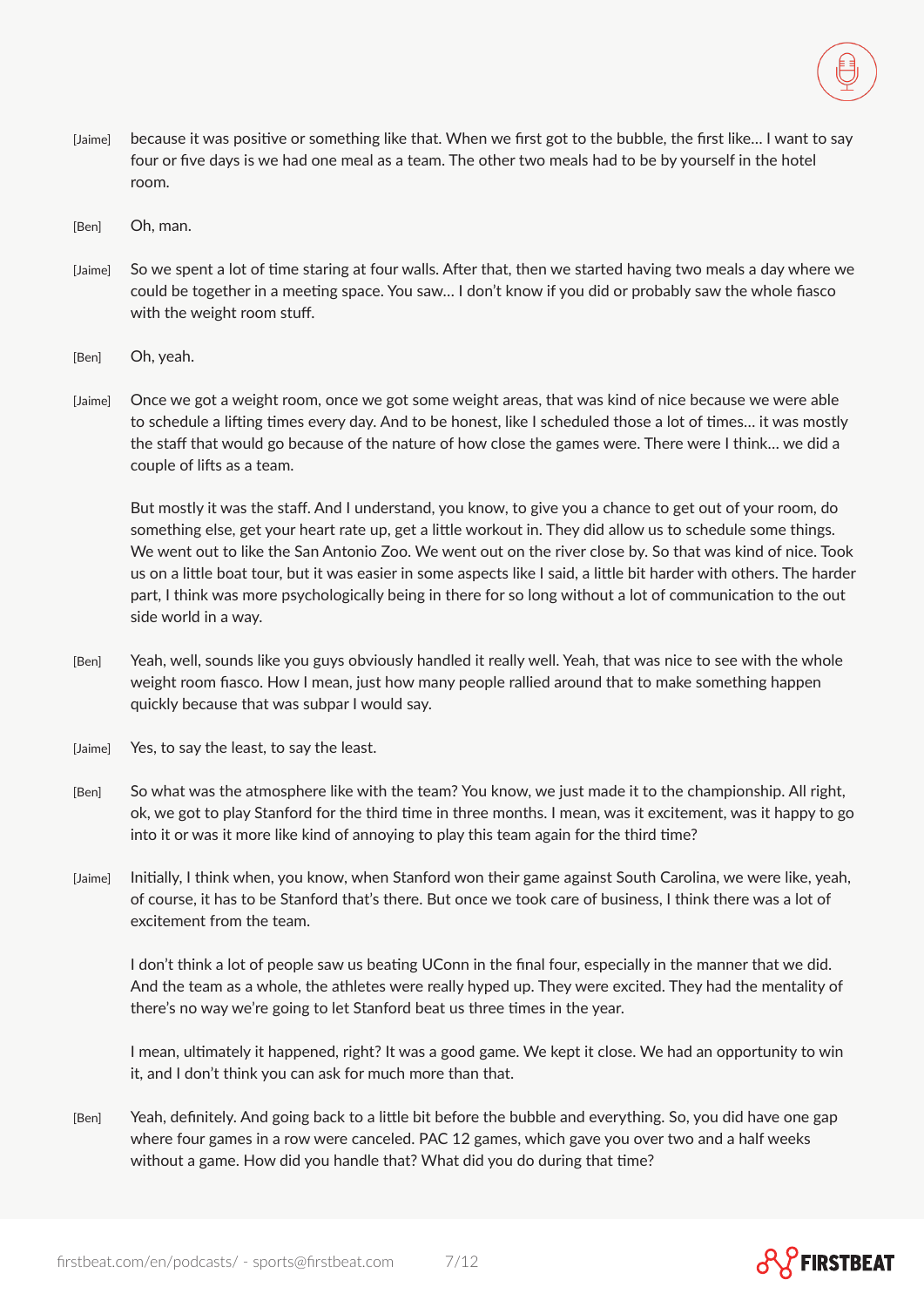[Jaime] because it was positive or something like that. When we first got to the bubble, the first like… I want to say four or five days is we had one meal as a team. The other two meals had to be by yourself in the hotel room.

[Ben] Oh, man.

[Jaime] So we spent a lot of time staring at four walls. After that, then we started having two meals a day where we could be together in a meeting space. You saw… I don't know if you did or probably saw the whole fiasco with the weight room stuff.

[Ben] Oh, yeah.

[Jaime] Once we got a weight room, once we got some weight areas, that was kind of nice because we were able to schedule a lifting times every day. And to be honest, like I scheduled those a lot of times… it was mostly the staff that would go because of the nature of how close the games were. There were I think… we did a couple of lifts as a team.

But mostly it was the staff. And I understand, you know, to give you a chance to get out of your room, do something else, get your heart rate up, get a little workout in. They did allow us to schedule some things. We went out to like the San Antonio Zoo. We went out on the river close by. So that was kind of nice. Took us on a little boat tour, but it was easier in some aspects like I said, a little bit harder with others. The harder part, I think was more psychologically being in there for so long without a lot of communication to the out side world in a way.

[Ben] Yeah, well, sounds like you guys obviously handled it really well. Yeah, that was nice to see with the whole weight room fiasco. How I mean, just how many people rallied around that to make something happen quickly because that was subpar I would say.

[Jaime] Yes, to say the least, to say the least.

[Ben] So what was the atmosphere like with the team? You know, we just made it to the championship. All right, ok, we got to play Stanford for the third time in three months. I mean, was it excitement, was it happy to go into it or was it more like kind of annoying to play this team again for the third time?

[Jaime] Initially, I think when, you know, when Stanford won their game against South Carolina, we were like, yeah, of course, it has to be Stanford that's there. But once we took care of business, I think there was a lot of excitement from the team.

I don't think a lot of people saw us beating UConn in the final four, especially in the manner that we did. And the team as a whole, the athletes were really hyped up. They were excited. They had the mentality of there's no way we're going to let Stanford beat us three times in the year.

I mean, ultimately it happened, right? It was a good game. We kept it close. We had an opportunity to win it, and I don't think you can ask for much more than that.

[Ben] Yeah, definitely. And going back to a little bit before the bubble and everything. So, you did have one gap where four games in a row were canceled. PAC 12 games, which gave you over two and a half weeks without a game. How did you handle that? What did you do during that time?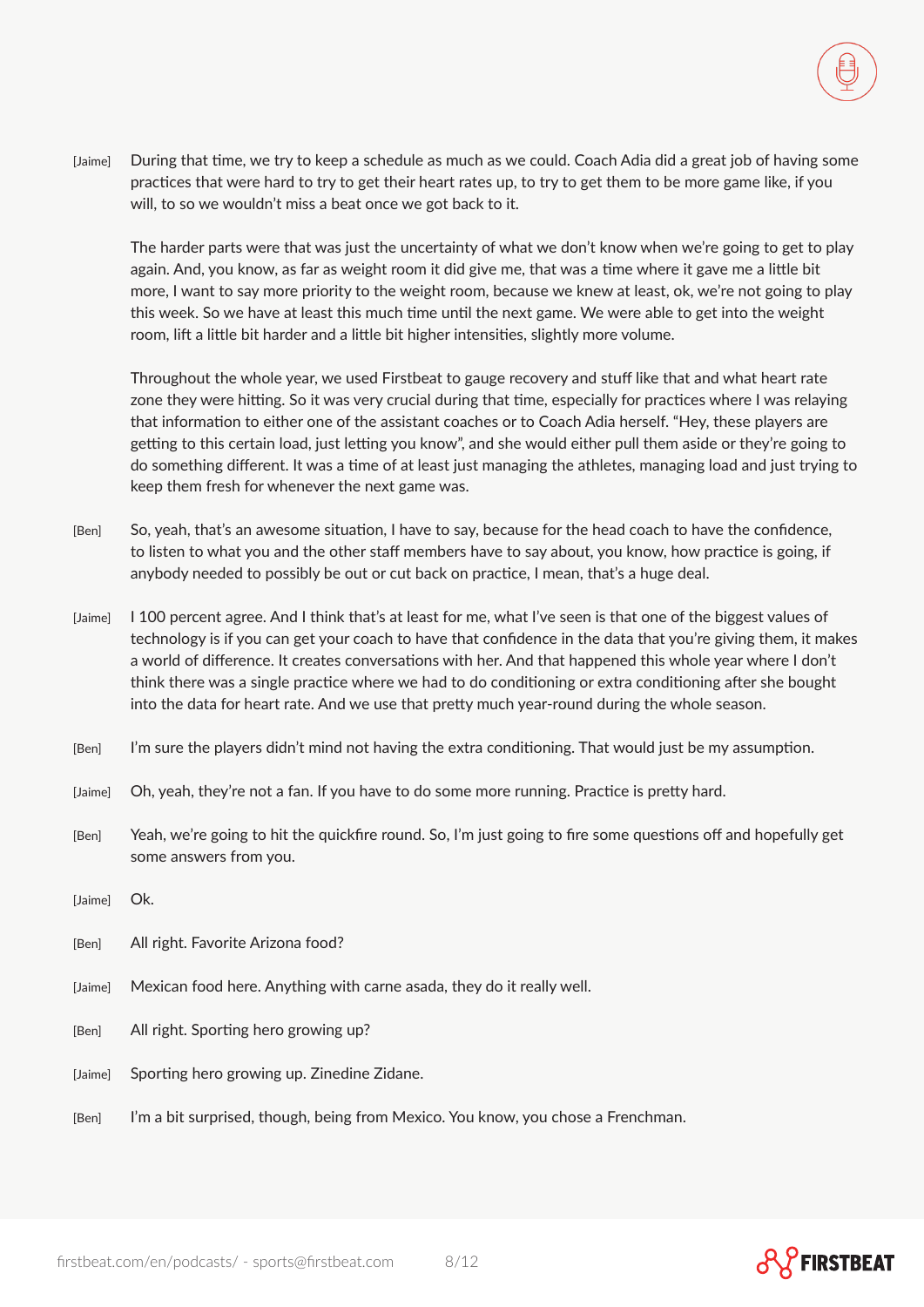[Jaime] During that time, we try to keep a schedule as much as we could. Coach Adia did a great job of having some practices that were hard to try to get their heart rates up, to try to get them to be more game like, if you will, to so we wouldn't miss a beat once we got back to it.

The harder parts were that was just the uncertainty of what we don't know when we're going to get to play again. And, you know, as far as weight room it did give me, that was a time where it gave me a little bit more, I want to say more priority to the weight room, because we knew at least, ok, we're not going to play this week. So we have at least this much time until the next game. We were able to get into the weight room, lift a little bit harder and a little bit higher intensities, slightly more volume.

Throughout the whole year, we used Firstbeat to gauge recovery and stuff like that and what heart rate zone they were hitting. So it was very crucial during that time, especially for practices where I was relaying that information to either one of the assistant coaches or to Coach Adia herself. "Hey, these players are getting to this certain load, just letting you know", and she would either pull them aside or they're going to do something different. It was a time of at least just managing the athletes, managing load and just trying to keep them fresh for whenever the next game was.

[Ben] So, yeah, that's an awesome situation, I have to say, because for the head coach to have the confidence, to listen to what you and the other staff members have to say about, you know, how practice is going, if anybody needed to possibly be out or cut back on practice, I mean, that's a huge deal.

[Jaime] I 100 percent agree. And I think that's at least for me, what I've seen is that one of the biggest values of technology is if you can get your coach to have that confidence in the data that you're giving them, it makes a world of difference. It creates conversations with her. And that happened this whole year where I don't think there was a single practice where we had to do conditioning or extra conditioning after she bought into the data for heart rate. And we use that pretty much year-round during the whole season.

[Ben] I'm sure the players didn't mind not having the extra conditioning. That would just be my assumption.

[Jaime] Oh, yeah, they're not a fan. If you have to do some more running. Practice is pretty hard.

[Ben] Yeah, we're going to hit the quickfire round. So, I'm just going to fire some questions off and hopefully get some answers from you.

[Jaime] Ok.

[Ben] All right. Favorite Arizona food?

[Jaime] Mexican food here. Anything with carne asada, they do it really well.

[Ben] All right. Sporting hero growing up?

[Jaime] Sporting hero growing up. Zinedine Zidane.

[Ben] I'm a bit surprised, though, being from Mexico. You know, you chose a Frenchman.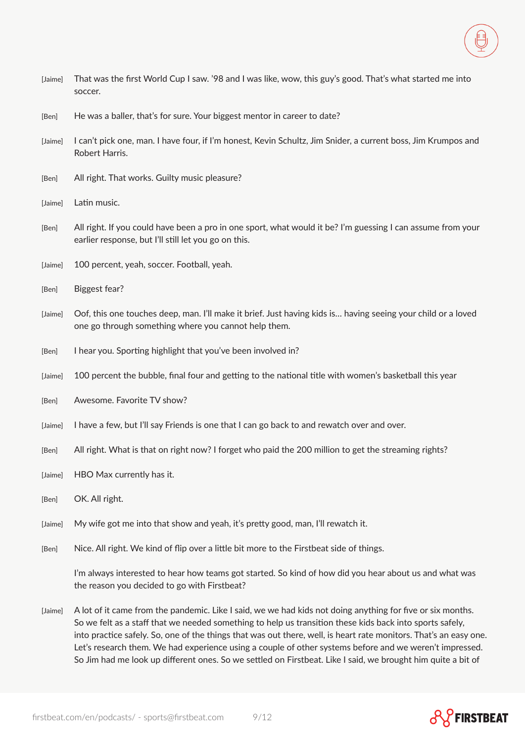[Jaime] That was the first World Cup I saw. '98 and I was like, wow, this guy's good. That's what started me into soccer.

[Ben] He was a baller, that's for sure. Your biggest mentor in career to date?

[Jaime] I can't pick one, man. I have four, if I'm honest, Kevin Schultz, Jim Snider, a current boss, Jim Krumpos and Robert Harris.

[Ben] All right. That works. Guilty music pleasure?

[Jaime] Latin music.

[Ben] All right. If you could have been a pro in one sport, what would it be? I'm guessing I can assume from your earlier response, but I'll still let you go on this.

[Jaime] 100 percent, yeah, soccer. Football, yeah.

[Ben] Biggest fear?

[Jaime] Oof, this one touches deep, man. I'll make it brief. Just having kids is… having seeing your child or a loved one go through something where you cannot help them.

[Ben] I hear you. Sporting highlight that you've been involved in?

[Jaime] 100 percent the bubble, final four and getting to the national title with women's basketball this year

[Ben] Awesome. Favorite TV show?

[Jaime] I have a few, but I'll say Friends is one that I can go back to and rewatch over and over.

[Ben] All right. What is that on right now? I forget who paid the 200 million to get the streaming rights?

[Jaime] HBO Max currently has it.

[Ben] OK. All right.

[Jaime] My wife got me into that show and yeah, it's pretty good, man, I'll rewatch it.

[Ben] Nice. All right. We kind of flip over a little bit more to the Firstbeat side of things.

I'm always interested to hear how teams got started. So kind of how did you hear about us and what was the reason you decided to go with Firstbeat?

[Jaime] A lot of it came from the pandemic. Like I said, we we had kids not doing anything for five or six months. So we felt as a staff that we needed something to help us transition these kids back into sports safely, into practice safely. So, one of the things that was out there, well, is heart rate monitors. That's an easy one. Let's research them. We had experience using a couple of other systems before and we weren't impressed. So Jim had me look up different ones. So we settled on Firstbeat. Like I said, we brought him quite a bit of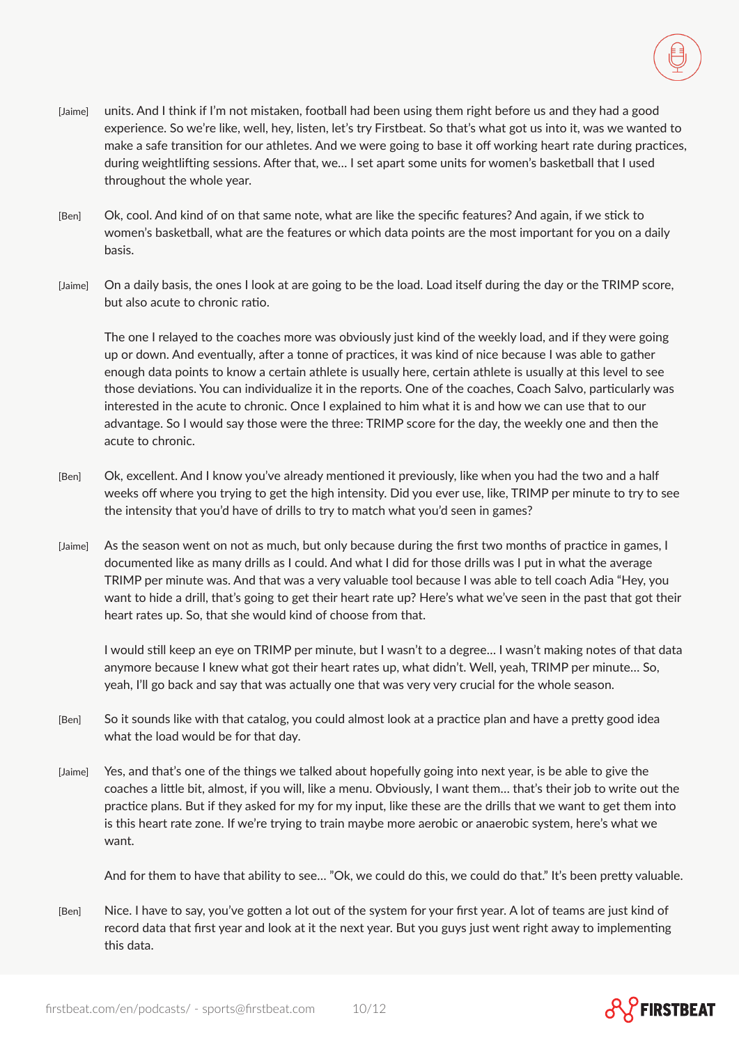[Jaime] units. And I think if I'm not mistaken, football had been using them right before us and they had a good experience. So we're like, well, hey, listen, let's try Firstbeat. So that's what got us into it, was we wanted to make a safe transition for our athletes. And we were going to base it off working heart rate during practices, during weightlifting sessions. After that, we... I set apart some units for women's basketball that I used throughout the whole year.

[Ben] Ok, cool. And kind of on that same note, what are like the specific features? And again, if we stick to women's basketball, what are the features or which data points are the most important for you on a daily basis.

[Jaime] On a daily basis, the ones I look at are going to be the load. Load itself during the day or the TRIMP score, but also acute to chronic ratio.

The one I relayed to the coaches more was obviously just kind of the weekly load, and if they were going up or down. And eventually, after a tonne of practices, it was kind of nice because I was able to gather enough data points to know a certain athlete is usually here, certain athlete is usually at this level to see those deviations. You can individualize it in the reports. One of the coaches, Coach Salvo, particularly was interested in the acute to chronic. Once I explained to him what it is and how we can use that to our advantage. So I would say those were the three: TRIMP score for the day, the weekly one and then the acute to chronic.

[Ben] Ok, excellent. And I know you've already mentioned it previously, like when you had the two and a half weeks off where you trying to get the high intensity. Did you ever use, like, TRIMP per minute to try to see the intensity that you'd have of drills to try to match what you'd seen in games?

[Jaime] As the season went on not as much, but only because during the first two months of practice in games, I documented like as many drills as I could. And what I did for those drills was I put in what the average TRIMP per minute was. And that was a very valuable tool because I was able to tell coach Adia "Hey, you want to hide a drill, that's going to get their heart rate up? Here's what we've seen in the past that got their heart rates up. So, that she would kind of choose from that.

I would still keep an eye on TRIMP per minute, but I wasn't to a degree... I wasn't making notes of that data anymore because I knew what got their heart rates up, what didn't. Well, yeah, TRIMP per minute... So, yeah, I'll go back and say that was actually one that was very very crucial for the whole season.

[Ben] So it sounds like with that catalog, you could almost look at a practice plan and have a pretty good idea what the load would be for that day.

[Jaime] Yes, and that's one of the things we talked about hopefully going into next year, is be able to give the coaches a little bit, almost, if you will, like a menu. Obviously, I want them... that's their job to write out the practice plans. But if they asked for my for my input, like these are the drills that we want to get them into is this heart rate zone. If we're trying to train maybe more aerobic or anaerobic system, here's what we want.

And for them to have that ability to see... "Ok, we could do this, we could do that." It's been pretty valuable.

[Ben] Nice. I have to say, you've gotten a lot out of the system for your first year. A lot of teams are just kind of record data that first year and look at it the next year. But you guys just went right away to implementing this data.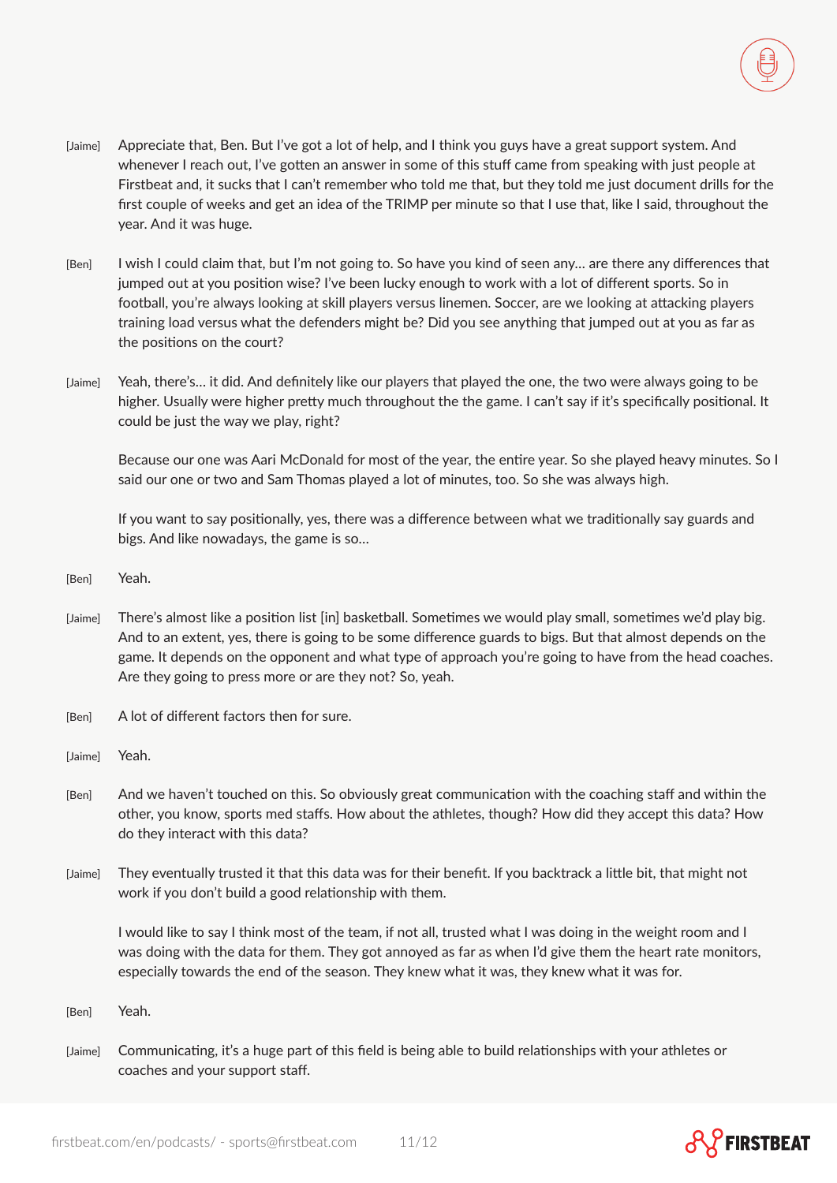[Jaime] Appreciate that, Ben. But I've got a lot of help, and I think you guys have a great support system. And whenever I reach out, I've gotten an answer in some of this stuff came from speaking with just people at Firstbeat and, it sucks that I can't remember who told me that, but they told me just document drills for the first couple of weeks and get an idea of the TRIMP per minute so that I use that, like I said, throughout the year. And it was huge.

[Ben] I wish I could claim that, but I'm not going to. So have you kind of seen any… are there any differences that jumped out at you position wise? I've been lucky enough to work with a lot of different sports. So in football, you're always looking at skill players versus linemen. Soccer, are we looking at attacking players training load versus what the defenders might be? Did you see anything that jumped out at you as far as the positions on the court?

[Jaime] Yeah, there's… it did. And definitely like our players that played the one, the two were always going to be higher. Usually were higher pretty much throughout the the game. I can't say if it's specifically positional. It could be just the way we play, right?

Because our one was Aari McDonald for most of the year, the entire year. So she played heavy minutes. So I said our one or two and Sam Thomas played a lot of minutes, too. So she was always high.

If you want to say positionally, yes, there was a difference between what we traditionally say guards and bigs. And like nowadays, the game is so…

[Ben] Yeah.

[Jaime] There's almost like a position list [in] basketball. Sometimes we would play small, sometimes we'd play big. And to an extent, yes, there is going to be some difference guards to bigs. But that almost depends on the game. It depends on the opponent and what type of approach you're going to have from the head coaches. Are they going to press more or are they not? So, yeah.

[Ben] A lot of different factors then for sure.

[Jaime] Yeah.

[Ben] And we haven't touched on this. So obviously great communication with the coaching staff and within the other, you know, sports med staffs. How about the athletes, though? How did they accept this data? How do they interact with this data?

[Jaime] They eventually trusted it that this data was for their benefit. If you backtrack a little bit, that might not work if you don't build a good relationship with them.

I would like to say I think most of the team, if not all, trusted what I was doing in the weight room and I was doing with the data for them. They got annoyed as far as when I'd give them the heart rate monitors, especially towards the end of the season. They knew what it was, they knew what it was for.

[Ben] Yeah.

[Jaime] Communicating, it's a huge part of this field is being able to build relationships with your athletes or coaches and your support staff.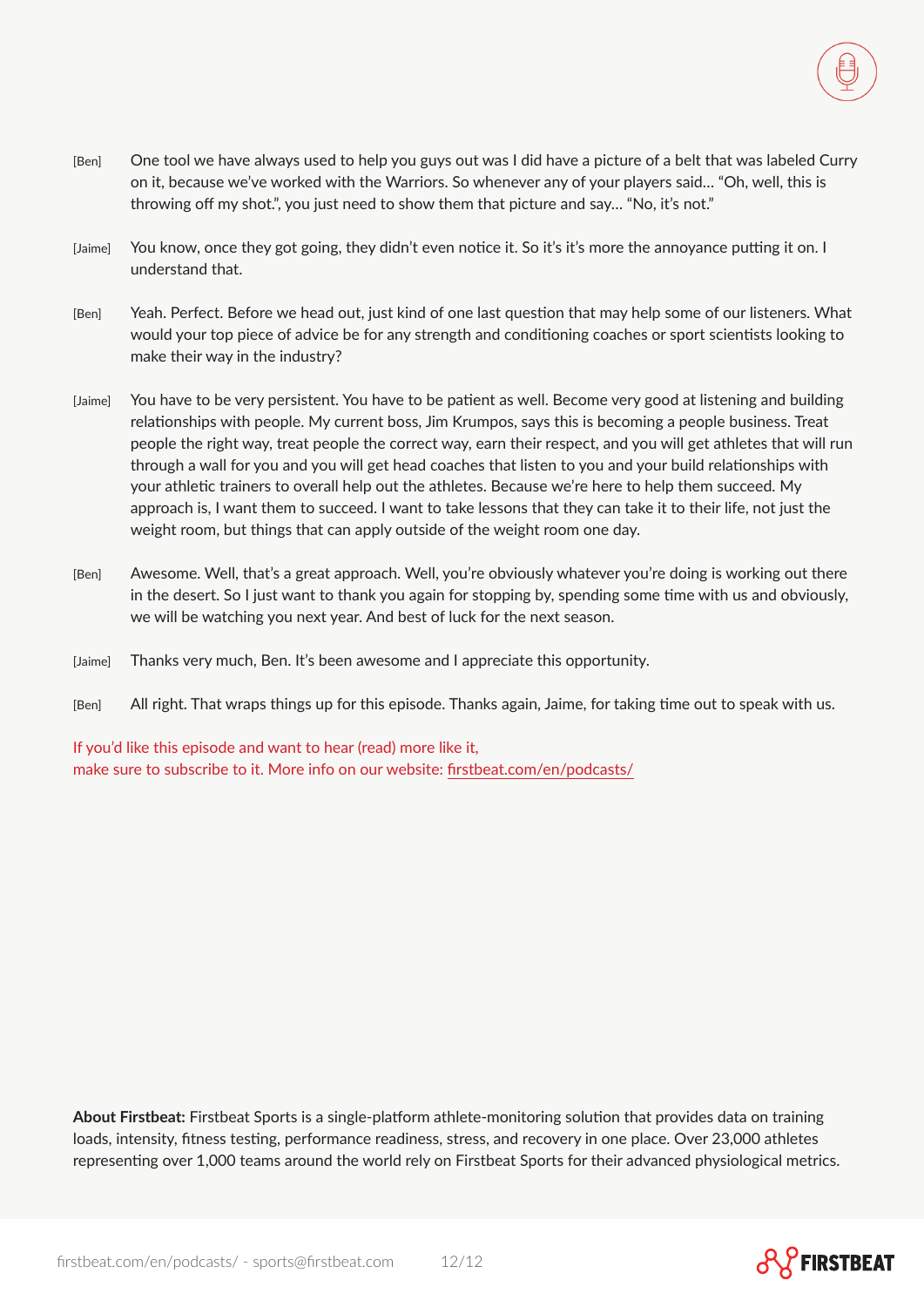[Ben] One tool we have always used to help you guys out was I did have a picture of a belt that was labeled Curry on it, because we've worked with the Warriors. So whenever any of your players said... "Oh, well, this is throwing off my shot.", you just need to show them that picture and say... "No, it's not."

[Jaime] You know, once they got going, they didn't even notice it. So it's it's more the annoyance putting it on. I understand that.

[Ben] Yeah. Perfect. Before we head out, just kind of one last question that may help some of our listeners. What would your top piece of advice be for any strength and conditioning coaches or sport scientists looking to make their way in the industry?

[Jaime] You have to be very persistent. You have to be patient as well. Become very good at listening and building relationships with people. My current boss, Jim Krumpos, says this is becoming a people business. Treat people the right way, treat people the correct way, earn their respect, and you will get athletes that will run through a wall for you and you will get head coaches that listen to you and your build relationships with your athletic trainers to overall help out the athletes. Because we're here to help them succeed. My approach is, I want them to succeed. I want to take lessons that they can take it to their life, not just the weight room, but things that can apply outside of the weight room one day.

[Ben] Awesome. Well, that's a great approach. Well, you're obviously whatever you're doing is working out there in the desert. So I just want to thank you again for stopping by, spending some time with us and obviously, we will be watching you next year. And best of luck for the next season.

[Jaime] Thanks very much, Ben. It's been awesome and I appreciate this opportunity.

[Ben] All right. That wraps things up for this episode. Thanks again, Jaime, for taking time out to speak with us.

If you'd like this episode and want to hear (read) more like it,
make sure to subscribe to it. More info on our website: firstbeat.com/en/podcasts/

**About Firstbeat:** Firstbeat Sports is a single-platform athlete-monitoring solution that provides data on training loads, intensity, fitness testing, performance readiness, stress, and recovery in one place. Over 23,000 athletes representing over 1,000 teams around the world rely on Firstbeat Sports for their advanced physiological metrics.